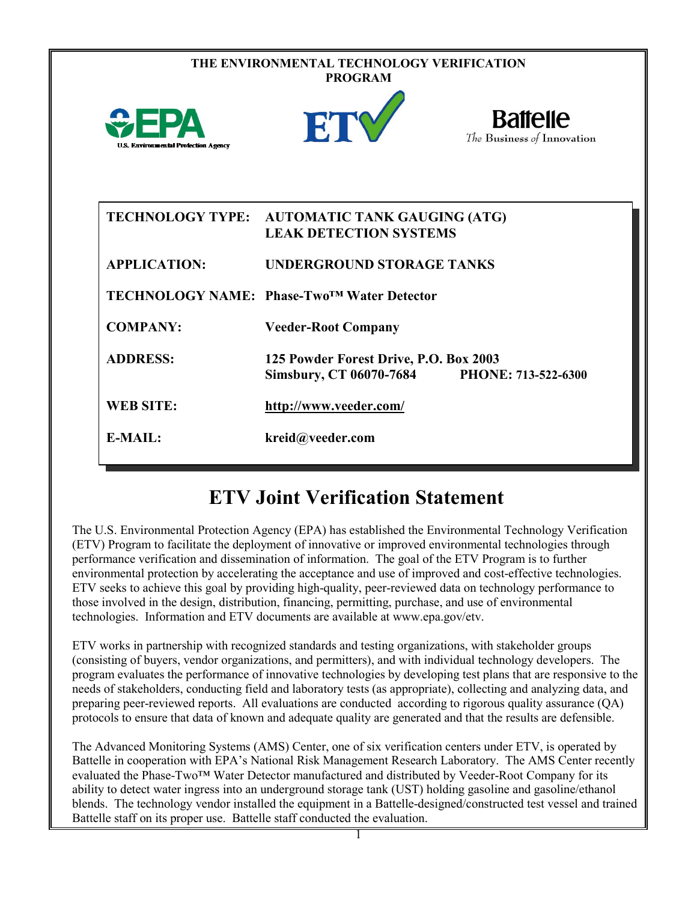**THE ENVIRONMENTAL TECHNOLOGY VERIFICATION PROGRAM**

| | |
|---|---|
| **TECHNOLOGY TYPE:** | **AUTOMATIC TANK GAUGING (ATG) LEAK DETECTION SYSTEMS** |
| **APPLICATION:** | **UNDERGROUND STORAGE TANKS** |
| **TECHNOLOGY NAME:** | **Phase-Two™ Water Detector** |
| **COMPANY:** | **Veeder-Root Company** |
| **ADDRESS:** | **125 Powder Forest Drive, P.O. Box 2003 Simsbury, CT 06070-7684 PHONE: 713-522-6300** |
| **WEB SITE:** | **http://www.veeder.com/** |
| **E-MAIL:** | **kreid@veeder.com** |

# ETV Joint Verification Statement

The U.S. Environmental Protection Agency (EPA) has established the Environmental Technology Verification (ETV) Program to facilitate the deployment of innovative or improved environmental technologies through performance verification and dissemination of information. The goal of the ETV Program is to further environmental protection by accelerating the acceptance and use of improved and cost-effective technologies. ETV seeks to achieve this goal by providing high-quality, peer-reviewed data on technology performance to those involved in the design, distribution, financing, permitting, purchase, and use of environmental technologies. Information and ETV documents are available at www.epa.gov/etv.

ETV works in partnership with recognized standards and testing organizations, with stakeholder groups (consisting of buyers, vendor organizations, and permitters), and with individual technology developers. The program evaluates the performance of innovative technologies by developing test plans that are responsive to the needs of stakeholders, conducting field and laboratory tests (as appropriate), collecting and analyzing data, and preparing peer-reviewed reports. All evaluations are conducted according to rigorous quality assurance (QA) protocols to ensure that data of known and adequate quality are generated and that the results are defensible.

The Advanced Monitoring Systems (AMS) Center, one of six verification centers under ETV, is operated by Battelle in cooperation with EPA's National Risk Management Research Laboratory. The AMS Center recently evaluated the Phase-Two™ Water Detector manufactured and distributed by Veeder-Root Company for its ability to detect water ingress into an underground storage tank (UST) holding gasoline and gasoline/ethanol blends. The technology vendor installed the equipment in a Battelle-designed/constructed test vessel and trained Battelle staff on its proper use. Battelle staff conducted the evaluation.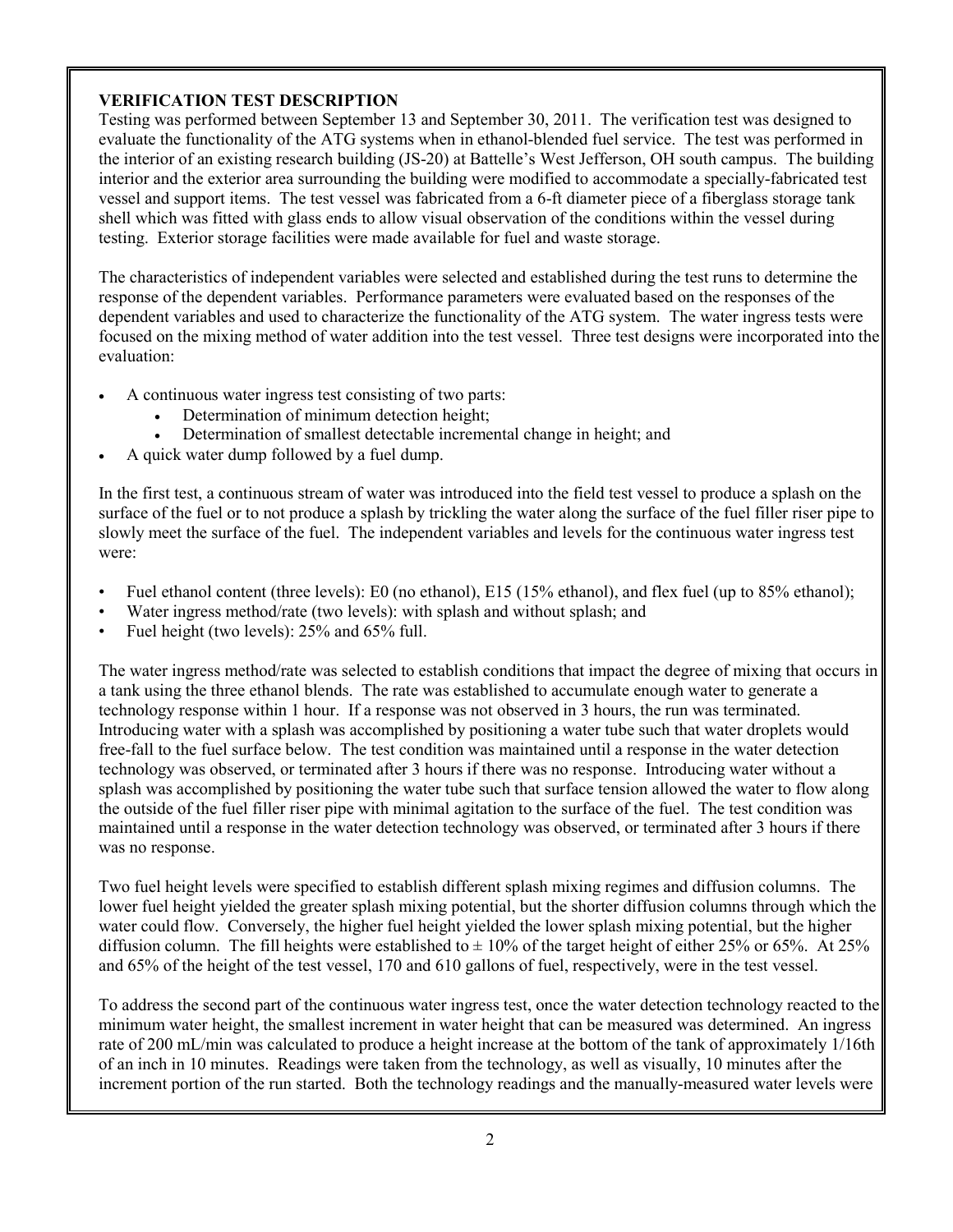## VERIFICATION TEST DESCRIPTION

Testing was performed between September 13 and September 30, 2011. The verification test was designed to evaluate the functionality of the ATG systems when in ethanol-blended fuel service. The test was performed in the interior of an existing research building (JS-20) at Battelle's West Jefferson, OH south campus. The building interior and the exterior area surrounding the building were modified to accommodate a specially-fabricated test vessel and support items. The test vessel was fabricated from a 6-ft diameter piece of a fiberglass storage tank shell which was fitted with glass ends to allow visual observation of the conditions within the vessel during testing. Exterior storage facilities were made available for fuel and waste storage.

The characteristics of independent variables were selected and established during the test runs to determine the response of the dependent variables. Performance parameters were evaluated based on the responses of the dependent variables and used to characterize the functionality of the ATG system. The water ingress tests were focused on the mixing method of water addition into the test vessel. Three test designs were incorporated into the evaluation:

- A continuous water ingress test consisting of two parts:
  - Determination of minimum detection height;
  - Determination of smallest detectable incremental change in height; and
- A quick water dump followed by a fuel dump.

In the first test, a continuous stream of water was introduced into the field test vessel to produce a splash on the surface of the fuel or to not produce a splash by trickling the water along the surface of the fuel filler riser pipe to slowly meet the surface of the fuel. The independent variables and levels for the continuous water ingress test were:

- Fuel ethanol content (three levels): E0 (no ethanol), E15 (15% ethanol), and flex fuel (up to 85% ethanol);
- Water ingress method/rate (two levels): with splash and without splash; and
- Fuel height (two levels): 25% and 65% full.

The water ingress method/rate was selected to establish conditions that impact the degree of mixing that occurs in a tank using the three ethanol blends. The rate was established to accumulate enough water to generate a technology response within 1 hour. If a response was not observed in 3 hours, the run was terminated. Introducing water with a splash was accomplished by positioning a water tube such that water droplets would free-fall to the fuel surface below. The test condition was maintained until a response in the water detection technology was observed, or terminated after 3 hours if there was no response. Introducing water without a splash was accomplished by positioning the water tube such that surface tension allowed the water to flow along the outside of the fuel filler riser pipe with minimal agitation to the surface of the fuel. The test condition was maintained until a response in the water detection technology was observed, or terminated after 3 hours if there was no response.

Two fuel height levels were specified to establish different splash mixing regimes and diffusion columns. The lower fuel height yielded the greater splash mixing potential, but the shorter diffusion columns through which the water could flow. Conversely, the higher fuel height yielded the lower splash mixing potential, but the higher diffusion column. The fill heights were established to ± 10% of the target height of either 25% or 65%. At 25% and 65% of the height of the test vessel, 170 and 610 gallons of fuel, respectively, were in the test vessel.

To address the second part of the continuous water ingress test, once the water detection technology reacted to the minimum water height, the smallest increment in water height that can be measured was determined. An ingress rate of 200 mL/min was calculated to produce a height increase at the bottom of the tank of approximately 1/16th of an inch in 10 minutes. Readings were taken from the technology, as well as visually, 10 minutes after the increment portion of the run started. Both the technology readings and the manually-measured water levels were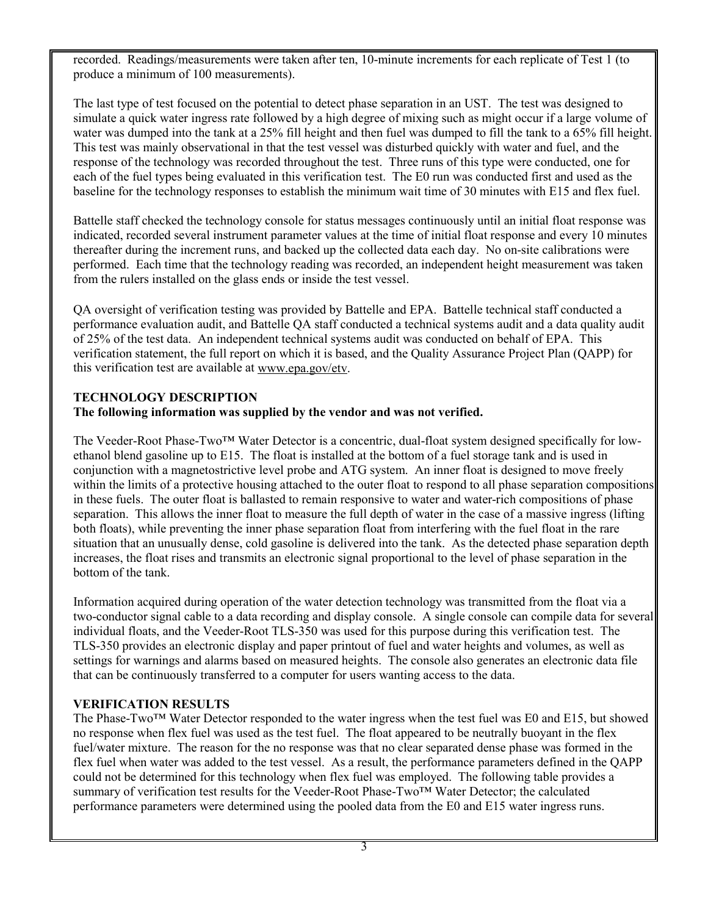recorded. Readings/measurements were taken after ten, 10-minute increments for each replicate of Test 1 (to produce a minimum of 100 measurements).

The last type of test focused on the potential to detect phase separation in an UST. The test was designed to simulate a quick water ingress rate followed by a high degree of mixing such as might occur if a large volume of water was dumped into the tank at a 25% fill height and then fuel was dumped to fill the tank to a 65% fill height. This test was mainly observational in that the test vessel was disturbed quickly with water and fuel, and the response of the technology was recorded throughout the test. Three runs of this type were conducted, one for each of the fuel types being evaluated in this verification test. The E0 run was conducted first and used as the baseline for the technology responses to establish the minimum wait time of 30 minutes with E15 and flex fuel.

Battelle staff checked the technology console for status messages continuously until an initial float response was indicated, recorded several instrument parameter values at the time of initial float response and every 10 minutes thereafter during the increment runs, and backed up the collected data each day. No on-site calibrations were performed. Each time that the technology reading was recorded, an independent height measurement was taken from the rulers installed on the glass ends or inside the test vessel.

QA oversight of verification testing was provided by Battelle and EPA. Battelle technical staff conducted a performance evaluation audit, and Battelle QA staff conducted a technical systems audit and a data quality audit of 25% of the test data. An independent technical systems audit was conducted on behalf of EPA. This verification statement, the full report on which it is based, and the Quality Assurance Project Plan (QAPP) for this verification test are available at www.epa.gov/etv.

**TECHNOLOGY DESCRIPTION**

**The following information was supplied by the vendor and was not verified.**

The Veeder-Root Phase-Two™ Water Detector is a concentric, dual-float system designed specifically for low-ethanol blend gasoline up to E15. The float is installed at the bottom of a fuel storage tank and is used in conjunction with a magnetostrictive level probe and ATG system. An inner float is designed to move freely within the limits of a protective housing attached to the outer float to respond to all phase separation compositions in these fuels. The outer float is ballasted to remain responsive to water and water-rich compositions of phase separation. This allows the inner float to measure the full depth of water in the case of a massive ingress (lifting both floats), while preventing the inner phase separation float from interfering with the fuel float in the rare situation that an unusually dense, cold gasoline is delivered into the tank. As the detected phase separation depth increases, the float rises and transmits an electronic signal proportional to the level of phase separation in the bottom of the tank.

Information acquired during operation of the water detection technology was transmitted from the float via a two-conductor signal cable to a data recording and display console. A single console can compile data for several individual floats, and the Veeder-Root TLS-350 was used for this purpose during this verification test. The TLS-350 provides an electronic display and paper printout of fuel and water heights and volumes, as well as settings for warnings and alarms based on measured heights. The console also generates an electronic data file that can be continuously transferred to a computer for users wanting access to the data.

**VERIFICATION RESULTS**

The Phase-Two™ Water Detector responded to the water ingress when the test fuel was E0 and E15, but showed no response when flex fuel was used as the test fuel. The float appeared to be neutrally buoyant in the flex fuel/water mixture. The reason for the no response was that no clear separated dense phase was formed in the flex fuel when water was added to the test vessel. As a result, the performance parameters defined in the QAPP could not be determined for this technology when flex fuel was employed. The following table provides a summary of verification test results for the Veeder-Root Phase-Two™ Water Detector; the calculated performance parameters were determined using the pooled data from the E0 and E15 water ingress runs.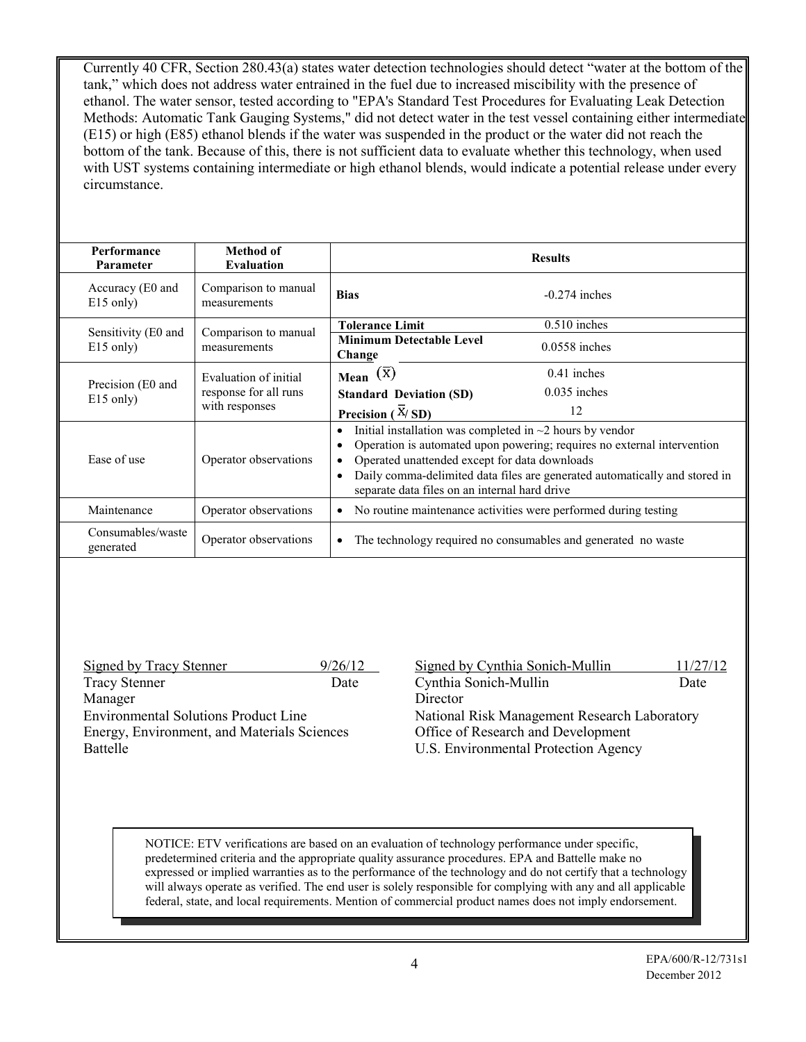Currently 40 CFR, Section 280.43(a) states water detection technologies should detect "water at the bottom of the tank," which does not address water entrained in the fuel due to increased miscibility with the presence of ethanol. The water sensor, tested according to "EPA's Standard Test Procedures for Evaluating Leak Detection Methods: Automatic Tank Gauging Systems," did not detect water in the test vessel containing either intermediate (E15) or high (E85) ethanol blends if the water was suspended in the product or the water did not reach the bottom of the tank. Because of this, there is not sufficient data to evaluate whether this technology, when used with UST systems containing intermediate or high ethanol blends, would indicate a potential release under every circumstance.

| Performance Parameter | Method of Evaluation | Results | |
|---|---|---|---|
| Accuracy (E0 and E15 only) | Comparison to manual measurements | **Bias** | -0.274 inches |
| Sensitivity (E0 and E15 only) | Comparison to manual measurements | **Tolerance Limit** | 0.510 inches |
| | | **Minimum Detectable Level Change** | 0.0558 inches |
| Precision (E0 and E15 only) | Evaluation of initial response for all runs with responses | **Mean** $(\bar{x})$ | 0.41 inches |
| | | **Standard Deviation (SD)** | 0.035 inches |
| | | **Precision** ($\bar{x}$**/ SD)** | 12 |
| Ease of use | Operator observations | • Initial installation was completed in ~2 hours by vendor<br>• Operation is automated upon powering; requires no external intervention<br>• Operated unattended except for data downloads<br>• Daily comma-delimited data files are generated automatically and stored in separate data files on an internal hard drive | |
| Maintenance | Operator observations | • No routine maintenance activities were performed during testing | |
| Consumables/waste generated | Operator observations | • The technology required no consumables and generated no waste | |

Signed by Tracy Stenner 9/26/12
Tracy Stenner Date
Manager
Environmental Solutions Product Line
Energy, Environment, and Materials Sciences
Battelle

Signed by Cynthia Sonich-Mullin 11/27/12
Cynthia Sonich-Mullin Date
Director
National Risk Management Research Laboratory
Office of Research and Development
U.S. Environmental Protection Agency

NOTICE: ETV verifications are based on an evaluation of technology performance under specific, predetermined criteria and the appropriate quality assurance procedures. EPA and Battelle make no expressed or implied warranties as to the performance of the technology and do not certify that a technology will always operate as verified. The end user is solely responsible for complying with any and all applicable federal, state, and local requirements. Mention of commercial product names does not imply endorsement.

EPA/600/R-12/731s1
December 2012